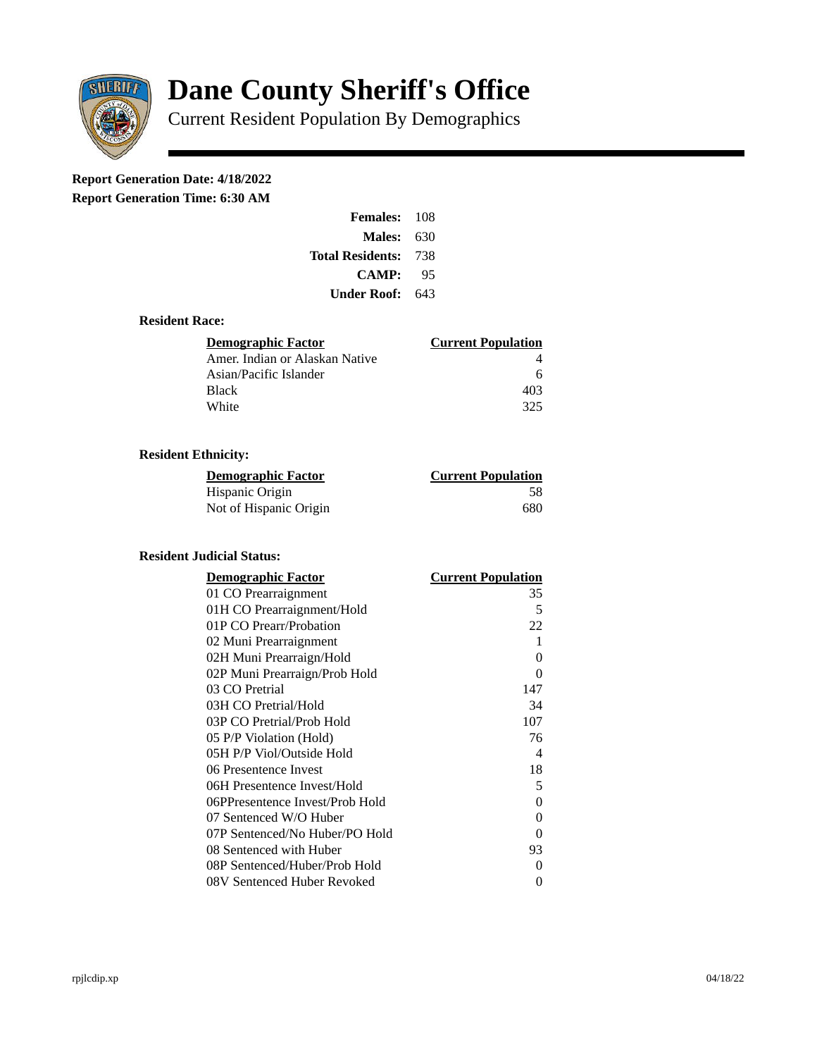# Dane County Sheriff's Office

Current Resident Population By Demographics

**Report Generation Date: 4/18/2022**

**Report Generation Time: 6:30 AM**

| | |
|---|---|
| **Females:** | 108 |
| **Males:** | 630 |
| **Total Residents:** | 738 |
| **CAMP:** | 95 |
| **Under Roof:** | 643 |

### Resident Race:

| Demographic Factor | Current Population |
|---|---|
| Amer. Indian or Alaskan Native | 4 |
| Asian/Pacific Islander | 6 |
| Black | 403 |
| White | 325 |

### Resident Ethnicity:

| Demographic Factor | Current Population |
|---|---|
| Hispanic Origin | 58 |
| Not of Hispanic Origin | 680 |

### Resident Judicial Status:

| Demographic Factor | Current Population |
|---|---|
| 01 CO Prearraignment | 35 |
| 01H CO Prearraignment/Hold | 5 |
| 01P CO Prearr/Probation | 22 |
| 02 Muni Prearraignment | 1 |
| 02H Muni Prearraign/Hold | 0 |
| 02P Muni Prearraign/Prob Hold | 0 |
| 03 CO Pretrial | 147 |
| 03H CO Pretrial/Hold | 34 |
| 03P CO Pretrial/Prob Hold | 107 |
| 05 P/P Violation (Hold) | 76 |
| 05H P/P Viol/Outside Hold | 4 |
| 06 Presentence Invest | 18 |
| 06H Presentence Invest/Hold | 5 |
| 06PPresentence Invest/Prob Hold | 0 |
| 07 Sentenced W/O Huber | 0 |
| 07P Sentenced/No Huber/PO Hold | 0 |
| 08 Sentenced with Huber | 93 |
| 08P Sentenced/Huber/Prob Hold | 0 |
| 08V Sentenced Huber Revoked | 0 |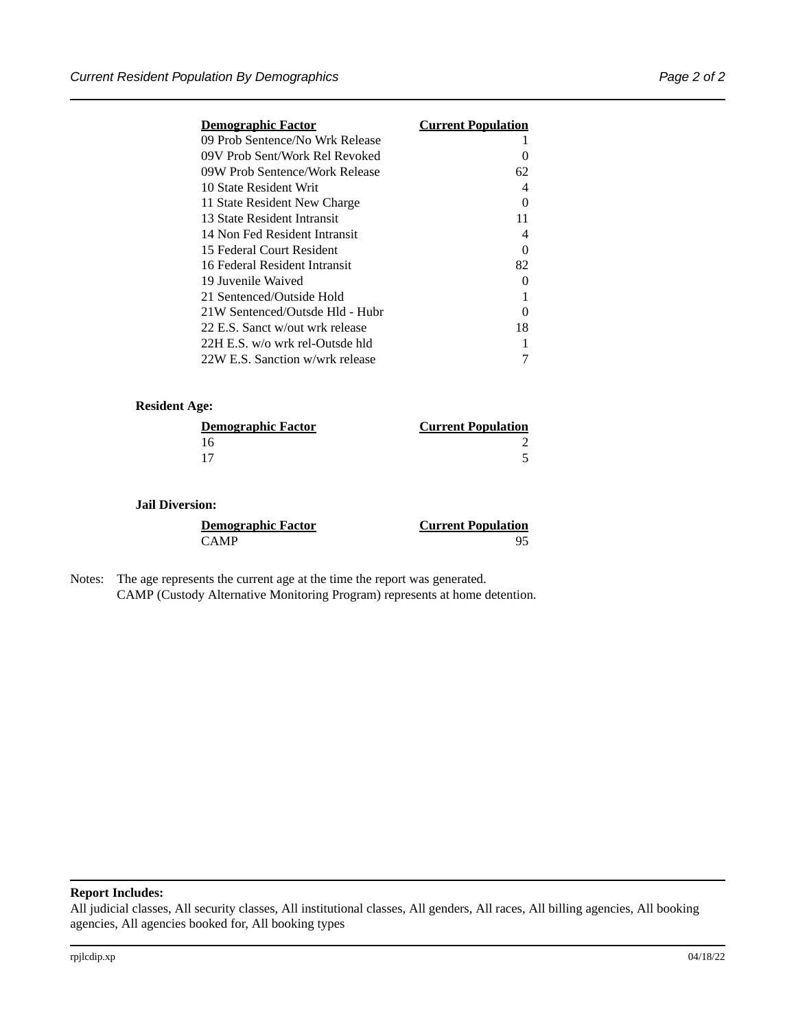| Demographic Factor | Current Population |
| --- | --- |
| 09 Prob Sentence/No Wrk Release | 1 |
| 09V Prob Sent/Work Rel Revoked | 0 |
| 09W Prob Sentence/Work Release | 62 |
| 10 State Resident Writ | 4 |
| 11 State Resident New Charge | 0 |
| 13 State Resident Intransit | 11 |
| 14 Non Fed Resident Intransit | 4 |
| 15 Federal Court Resident | 0 |
| 16 Federal Resident Intransit | 82 |
| 19 Juvenile Waived | 0 |
| 21 Sentenced/Outside Hold | 1 |
| 21W Sentenced/Outsde Hld - Hubr | 0 |
| 22 E.S. Sanct w/out wrk release | 18 |
| 22H E.S. w/o wrk rel-Outsde hld | 1 |
| 22W E.S. Sanction w/wrk release | 7 |

**Resident Age:**

| Demographic Factor | Current Population |
| --- | --- |
| 16 | 2 |
| 17 | 5 |

**Jail Diversion:**

| Demographic Factor | Current Population |
| --- | --- |
| CAMP | 95 |

Notes: The age represents the current age at the time the report was generated.
CAMP (Custody Alternative Monitoring Program) represents at home detention.

**Report Includes:**

All judicial classes, All security classes, All institutional classes, All genders, All races, All billing agencies, All booking agencies, All agencies booked for, All booking types

rpjlcdip.xp 04/18/22